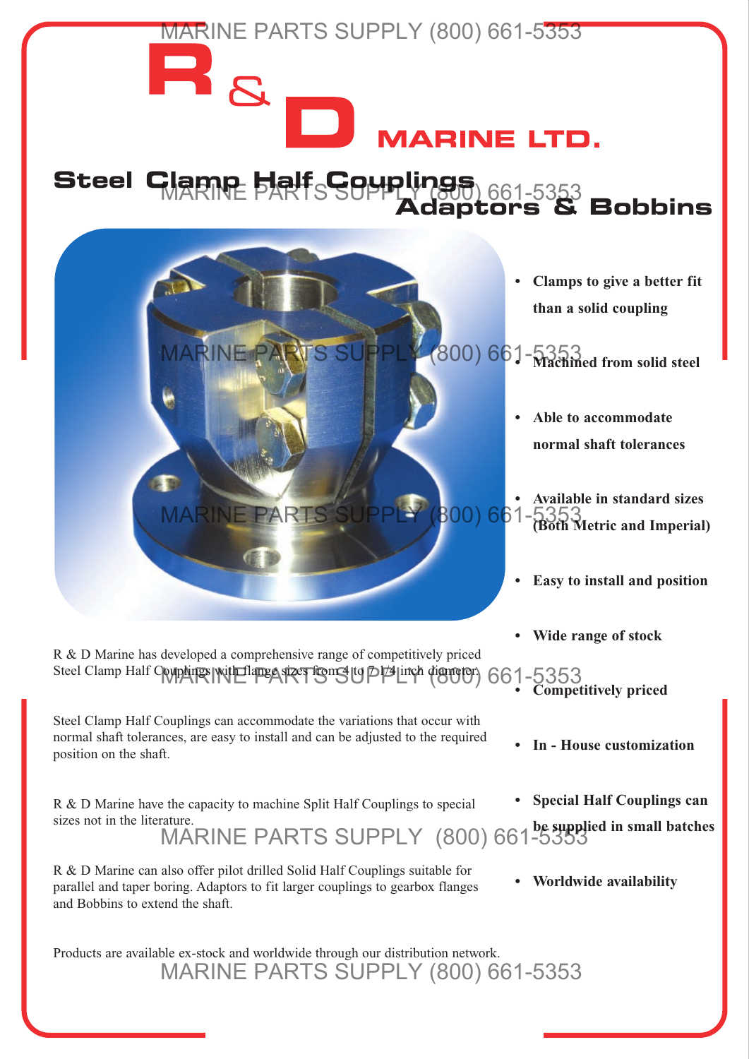# R & D MARINE LTD.

## Steel Clamp Half Couplings Adaptors & Bobbins

- Clamps to give a better fit than a solid coupling
- Machined from solid steel
- Able to accommodate normal shaft tolerances
- Available in standard sizes (Both Metric and Imperial)
- Easy to install and position
- Wide range of stock
- Competitively priced
- In - House customization
- Special Half Couplings can be supplied in small batches
- Worldwide availability

R & D Marine has developed a comprehensive range of competitively priced Steel Clamp Half Couplings with flange sizes from 4 to 7 1/4 inch diameter.

Steel Clamp Half Couplings can accommodate the variations that occur with normal shaft tolerances, are easy to install and can be adjusted to the required position on the shaft.

R & D Marine have the capacity to machine Split Half Couplings to special sizes not in the literature.

R & D Marine can also offer pilot drilled Solid Half Couplings suitable for parallel and taper boring. Adaptors to fit larger couplings to gearbox flanges and Bobbins to extend the shaft.

Products are available ex-stock and worldwide through our distribution network.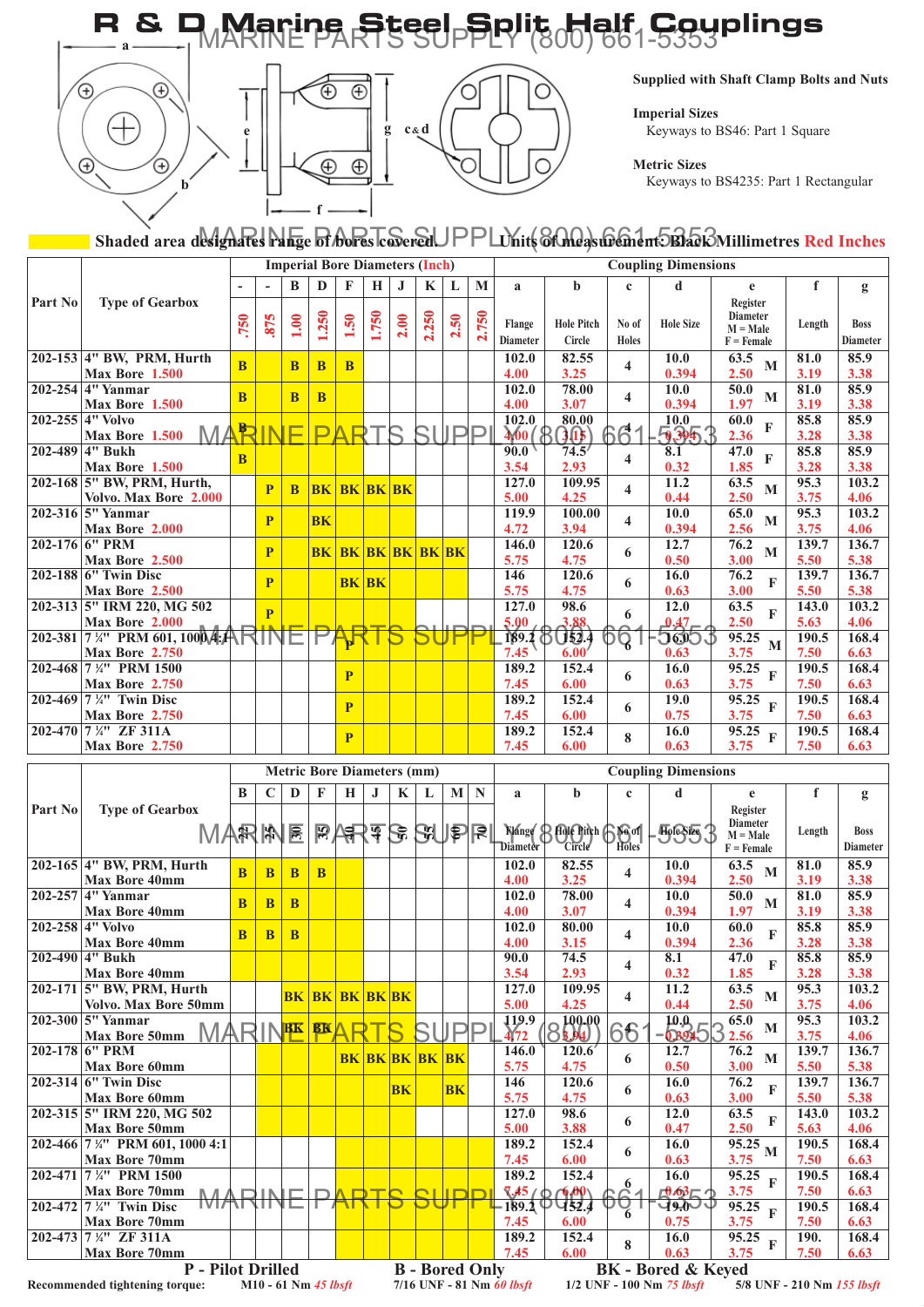# R & D Marine Steel Split Half Couplings

MARINE PARTS SUPPLY (800) 661-5353

Supplied with Shaft Clamp Bolts and Nuts

**Imperial Sizes**
Keyways to BS46: Part 1 Square

**Metric Sizes**
Keyways to BS4235: Part 1 Rectangular

a, b, c & d, e, f, g

Shaded area designates range of bores covered. Units of measurement: Black Millimetres Red Inches

| Part No | Type of Gearbox | Imperial Bore Diameters (Inch) | | | | | | | | | | Coupling Dimensions | | | | | | |
|---|---|---|---|---|---|---|---|---|---|---|---|---|---|---|---|---|---|---|
| | | - | - | B | D | F | H | J | K | L | M | a | b | c | d | e | f | g |
| | | .750 | .875 | 1.00 | 1.250 | 1.50 | 1.750 | 2.00 | 2.250 | 2.50 | 2.750 | Flange Diameter | Hole Pitch Circle | No of Holes | Hole Size | Register Diameter M = Male F = Female | Length | Boss Diameter |
| 202-153 | 4" BW, PRM, Hurth Max Bore 1.500 | B | | B | B | B | | | | | | 102.0 / 4.00 | 82.55 / 3.25 | 4 | 10.0 / 0.394 | 63.5 / 2.50 M | 81.0 / 3.19 | 85.9 / 3.38 |
| 202-254 | 4" Yanmar Max Bore 1.500 | B | | B | B | | | | | | | 102.0 / 4.00 | 78.00 / 3.07 | 4 | 10.0 / 0.394 | 50.0 / 1.97 M | 81.0 / 3.19 | 85.9 / 3.38 |
| 202-255 | 4" Volvo Max Bore 1.500 | B | | | | | | | | | | 102.0 / 4.00 | 80.00 / 3.15 | 4 | 10.0 / 0.394 | 60.0 / 2.36 F | 85.8 / 3.28 | 85.9 / 3.38 |
| 202-489 | 4" Bukh Max Bore 1.500 | B | | | | | | | | | | 90.0 / 3.54 | 74.5 / 2.93 | 4 | 8.1 / 0.32 | 47.0 / 1.85 F | 85.8 / 3.28 | 85.9 / 3.38 |
| 202-168 | 5" BW, PRM, Hurth, Volvo. Max Bore 2.000 | | P | B | BK | BK | BK | BK | | | | 127.0 / 5.00 | 109.95 / 4.25 | 4 | 11.2 / 0.44 | 63.5 / 2.50 M | 95.3 / 3.75 | 103.2 / 4.06 |
| 202-316 | 5" Yanmar Max Bore 2.000 | | P | | BK | | | | | | | 119.9 / 4.72 | 100.00 / 3.94 | 4 | 10.0 / 0.394 | 65.0 / 2.56 M | 95.3 / 3.75 | 103.2 / 4.06 |
| 202-176 | 6" PRM Max Bore 2.500 | | P | | BK | BK | BK | BK | BK | BK | | 146.0 / 5.75 | 120.6 / 4.75 | 6 | 12.7 / 0.50 | 76.2 / 3.00 M | 139.7 / 5.50 | 136.7 / 5.38 |
| 202-188 | 6" Twin Disc Max Bore 2.500 | | P | | | BK | BK | | | | | 146 / 5.75 | 120.6 / 4.75 | 6 | 16.0 / 0.63 | 76.2 / 3.00 F | 139.7 / 5.50 | 136.7 / 5.38 |
| 202-313 | 5" IRM 220, MG 502 Max Bore 2.000 | | P | | | | | | | | | 127.0 / 5.00 | 98.6 / 3.88 | 6 | 12.0 / 0.47 | 63.5 / 2.50 F | 143.0 / 5.63 | 103.2 / 4.06 |
| 202-381 | 7 ¼" PRM 601, 1000 4:1 Max Bore 2.750 | | | | | P | | | | | | 189.2 / 7.45 | 152.4 / 6.00 | 6 | 16.0 / 0.63 | 95.25 / 3.75 M | 190.5 / 7.50 | 168.4 / 6.63 |
| 202-468 | 7 ¼" PRM 1500 Max Bore 2.750 | | | | | P | | | | | | 189.2 / 7.45 | 152.4 / 6.00 | 6 | 16.0 / 0.63 | 95.25 / 3.75 F | 190.5 / 7.50 | 168.4 / 6.63 |
| 202-469 | 7 ¼" Twin Disc Max Bore 2.750 | | | | | P | | | | | | 189.2 / 7.45 | 152.4 / 6.00 | 6 | 19.0 / 0.75 | 95.25 / 3.75 F | 190.5 / 7.50 | 168.4 / 6.63 |
| 202-470 | 7 ¼" ZF 311A Max Bore 2.750 | | | | | P | | | | | | 189.2 / 7.45 | 152.4 / 6.00 | 8 | 16.0 / 0.63 | 95.25 / 3.75 F | 190.5 / 7.50 | 168.4 / 6.63 |

| Part No | Type of Gearbox | Metric Bore Diameters (mm) | | | | | | | | | | Coupling Dimensions | | | | | | |
|---|---|---|---|---|---|---|---|---|---|---|---|---|---|---|---|---|---|---|
| | | B | C | D | F | H | J | K | L | M | N | a | b | c | d | e | f | g |
| | | 22 | 25 | 30 | 35 | 40 | 45 | 50 | 55 | 60 | 70 | Flange Diameter | Hole Pitch Circle | No of Holes | Hole Size | Register Diameter M = Male F = Female | Length | Boss Diameter |
| 202-165 | 4" BW, PRM, Hurth Max Bore 40mm | B | B | B | B | | | | | | | 102.0 / 4.00 | 82.55 / 3.25 | 4 | 10.0 / 0.394 | 63.5 / 2.50 M | 81.0 / 3.19 | 85.9 / 3.38 |
| 202-257 | 4" Yanmar Max Bore 40mm | B | B | B | | | | | | | | 102.0 / 4.00 | 78.00 / 3.07 | 4 | 10.0 / 0.394 | 50.0 / 1.97 M | 81.0 / 3.19 | 85.9 / 3.38 |
| 202-258 | 4" Volvo Max Bore 40mm | B | B | B | | | | | | | | 102.0 / 4.00 | 80.00 / 3.15 | 4 | 10.0 / 0.394 | 60.0 / 2.36 F | 85.8 / 3.28 | 85.9 / 3.38 |
| 202-490 | 4" Bukh Max Bore 40mm | | | | | | | | | | | 90.0 / 3.54 | 74.5 / 2.93 | 4 | 8.1 / 0.32 | 47.0 / 1.85 F | 85.8 / 3.28 | 85.9 / 3.38 |
| 202-171 | 5" BW, PRM, Hurth Volvo. Max Bore 50mm | | | BK | BK | BK | BK | BK | | | | 127.0 / 5.00 | 109.95 / 4.25 | 4 | 11.2 / 0.44 | 63.5 / 2.50 M | 95.3 / 3.75 | 103.2 / 4.06 |
| 202-300 | 5" Yanmar Max Bore 50mm | | | BK | BK | | | | | | | 119.9 / 4.72 | 100.00 / 3.94 | 4 | 10.0 / 0.394 | 65.0 / 2.56 M | 95.3 / 3.75 | 103.2 / 4.06 |
| 202-178 | 6" PRM Max Bore 60mm | | | | | BK | BK | BK | BK | BK | | 146.0 / 5.75 | 120.6 / 4.75 | 6 | 12.7 / 0.50 | 76.2 / 3.00 M | 139.7 / 5.50 | 136.7 / 5.38 |
| 202-314 | 6" Twin Disc Max Bore 60mm | | | | | | | BK | | BK | | 146 / 5.75 | 120.6 / 4.75 | 6 | 16.0 / 0.63 | 76.2 / 3.00 F | 139.7 / 5.50 | 136.7 / 5.38 |
| 202-315 | 5" IRM 220, MG 502 Max Bore 50mm | | | | | | | | | | | 127.0 / 5.00 | 98.6 / 3.88 | 6 | 12.0 / 0.47 | 63.5 / 2.50 F | 143.0 / 5.63 | 103.2 / 4.06 |
| 202-466 | 7 ¼" PRM 601, 1000 4:1 Max Bore 70mm | | | | | | | | | | | 189.2 / 7.45 | 152.4 / 6.00 | 6 | 16.0 / 0.63 | 95.25 / 3.75 M | 190.5 / 7.50 | 168.4 / 6.63 |
| 202-471 | 7 ¼" PRM 1500 Max Bore 70mm | | | | | | | | | | | 189.2 / 7.45 | 152.4 / 6.00 | 6 | 16.0 / 0.63 | 95.25 / 3.75 F | 190.5 / 7.50 | 168.4 / 6.63 |
| 202-472 | 7 ¼" Twin Disc Max Bore 70mm | | | | | | | | | | | 189.2 / 7.45 | 152.4 / 6.00 | 6 | 19.0 / 0.75 | 95.25 / 3.75 F | 190.5 / 7.50 | 168.4 / 6.63 |
| 202-473 | 7 ¼" ZF 311A Max Bore 70mm | | | | | | | | | | | 189.2 / 7.45 | 152.4 / 6.00 | 8 | 16.0 / 0.63 | 95.25 / 3.75 F | 190. / 7.50 | 168.4 / 6.63 |

**P - Pilot Drilled** **B - Bored Only** **BK - Bored & Keyed**

**Recommended tightening torque:** M10 - 61 Nm *45 lbsft* 7/16 UNF - 81 Nm *60 lbsft* 1/2 UNF - 100 Nm *75 lbsft* 5/8 UNF - 210 Nm *155 lbsft*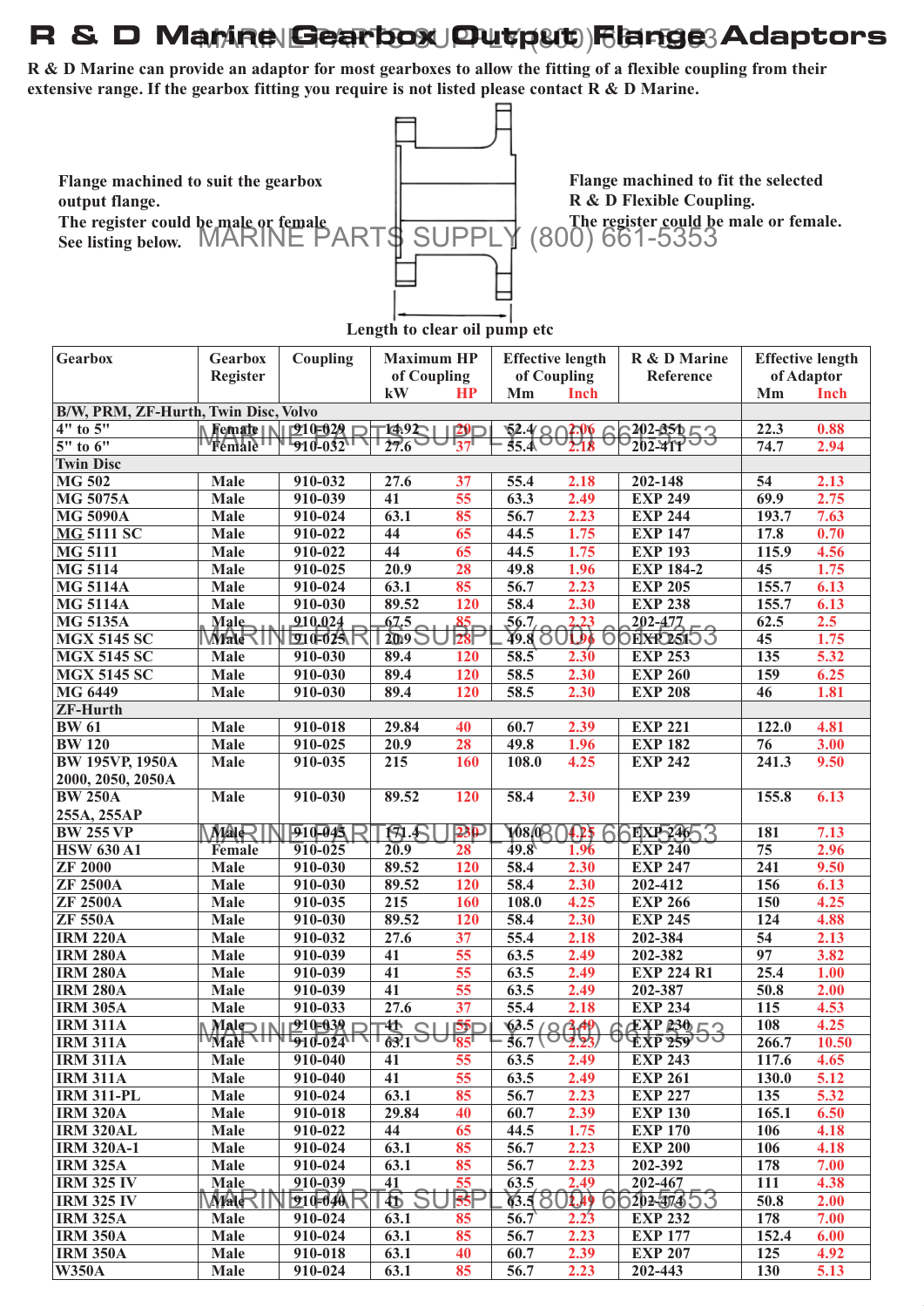# R & D Marine Gearbox Output Flange Adaptors

**R & D Marine can provide an adaptor for most gearboxes to allow the fitting of a flexible coupling from their extensive range. If the gearbox fitting you require is not listed please contact R & D Marine.**

**Flange machined to suit the gearbox output flange.**
**The register could be male or female.**
**See listing below.**

**Flange machined to fit the selected R & D Flexible Coupling.**
**The register could be male or female.**

**Length to clear oil pump etc**

| Gearbox | Gearbox Register | Coupling | Maximum HP of Coupling | | Effective length of Coupling | | R & D Marine Reference | Effective length of Adaptor | |
|---|---|---|---|---|---|---|---|---|---|
| | | | kW | HP | Mm | Inch | | Mm | Inch |
| **B/W, PRM, ZF-Hurth, Twin Disc, Volvo** | | | | | | | | | |
| 4" to 5" | Female | 910-029 | 14.92 | 20 | 52.4 | 2.06 | 202-351 | 22.3 | 0.88 |
| 5" to 6" | Female | 910-032 | 27.6 | 37 | 55.4 | 2.18 | 202-411 | 74.7 | 2.94 |
| **Twin Disc** | | | | | | | | | |
| MG 502 | Male | 910-032 | 27.6 | 37 | 55.4 | 2.18 | 202-148 | 54 | 2.13 |
| MG 5075A | Male | 910-039 | 41 | 55 | 63.3 | 2.49 | EXP 249 | 69.9 | 2.75 |
| MG 5090A | Male | 910-024 | 63.1 | 85 | 56.7 | 2.23 | EXP 244 | 193.7 | 7.63 |
| MG 5111 SC | Male | 910-022 | 44 | 65 | 44.5 | 1.75 | EXP 147 | 17.8 | 0.70 |
| MG 5111 | Male | 910-022 | 44 | 65 | 44.5 | 1.75 | EXP 193 | 115.9 | 4.56 |
| MG 5114 | Male | 910-025 | 20.9 | 28 | 49.8 | 1.96 | EXP 184-2 | 45 | 1.75 |
| MG 5114A | Male | 910-024 | 63.1 | 85 | 56.7 | 2.23 | EXP 205 | 155.7 | 6.13 |
| MG 5114A | Male | 910-030 | 89.52 | 120 | 58.4 | 2.30 | EXP 238 | 155.7 | 6.13 |
| MG 5135A | Male | 910-024 | 67.5 | 85 | 56.7 | 2.23 | 202-477 | 62.5 | 2.5 |
| MGX 5145 SC | Male | 910-025 | 20.9 | 28 | 49.8 | 1.96 | EXP 251 | 45 | 1.75 |
| MGX 5145 SC | Male | 910-030 | 89.4 | 120 | 58.5 | 2.30 | EXP 253 | 135 | 5.32 |
| MGX 5145 SC | Male | 910-030 | 89.4 | 120 | 58.5 | 2.30 | EXP 260 | 159 | 6.25 |
| MG 6449 | Male | 910-030 | 89.4 | 120 | 58.5 | 2.30 | EXP 208 | 46 | 1.81 |
| **ZF-Hurth** | | | | | | | | | |
| BW 61 | Male | 910-018 | 29.84 | 40 | 60.7 | 2.39 | EXP 221 | 122.0 | 4.81 |
| BW 120 | Male | 910-025 | 20.9 | 28 | 49.8 | 1.96 | EXP 182 | 76 | 3.00 |
| BW 195VP, 1950A 2000, 2050, 2050A | Male | 910-035 | 215 | 160 | 108.0 | 4.25 | EXP 242 | 241.3 | 9.50 |
| BW 250A 255A, 255AP | Male | 910-030 | 89.52 | 120 | 58.4 | 2.30 | EXP 239 | 155.8 | 6.13 |
| BW 255 VP | Male | 910-045 | 171.4 | 230 | 108.0 | 4.25 | EXP 246 | 181 | 7.13 |
| HSW 630 A1 | Female | 910-025 | 20.9 | 28 | 49.8 | 1.96 | EXP 240 | 75 | 2.96 |
| ZF 2000 | Male | 910-030 | 89.52 | 120 | 58.4 | 2.30 | EXP 247 | 241 | 9.50 |
| ZF 2500A | Male | 910-030 | 89.52 | 120 | 58.4 | 2.30 | 202-412 | 156 | 6.13 |
| ZF 2500A | Male | 910-035 | 215 | 160 | 108.0 | 4.25 | EXP 266 | 150 | 4.25 |
| ZF 550A | Male | 910-030 | 89.52 | 120 | 58.4 | 2.30 | EXP 245 | 124 | 4.88 |
| IRM 220A | Male | 910-032 | 27.6 | 37 | 55.4 | 2.18 | 202-384 | 54 | 2.13 |
| IRM 280A | Male | 910-039 | 41 | 55 | 63.5 | 2.49 | 202-382 | 97 | 3.82 |
| IRM 280A | Male | 910-039 | 41 | 55 | 63.5 | 2.49 | EXP 224 R1 | 25.4 | 1.00 |
| IRM 280A | Male | 910-039 | 41 | 55 | 63.5 | 2.49 | 202-387 | 50.8 | 2.00 |
| IRM 305A | Male | 910-033 | 27.6 | 37 | 55.4 | 2.18 | EXP 234 | 115 | 4.53 |
| IRM 311A | Male | 910-039 | 41 | 55 | 63.5 | 2.49 | EXP 230 | 108 | 4.25 |
| IRM 311A | Male | 910-024 | 63.1 | 85 | 56.7 | 2.23 | EXP 259 | 266.7 | 10.50 |
| IRM 311A | Male | 910-040 | 41 | 55 | 63.5 | 2.49 | EXP 243 | 117.6 | 4.65 |
| IRM 311A | Male | 910-040 | 41 | 55 | 63.5 | 2.49 | EXP 261 | 130.0 | 5.12 |
| IRM 311-PL | Male | 910-024 | 63.1 | 85 | 56.7 | 2.23 | EXP 227 | 135 | 5.32 |
| IRM 320A | Male | 910-018 | 29.84 | 40 | 60.7 | 2.39 | EXP 130 | 165.1 | 6.50 |
| IRM 320AL | Male | 910-022 | 44 | 65 | 44.5 | 1.75 | EXP 170 | 106 | 4.18 |
| IRM 320A-1 | Male | 910-024 | 63.1 | 85 | 56.7 | 2.23 | EXP 200 | 106 | 4.18 |
| IRM 325A | Male | 910-024 | 63.1 | 85 | 56.7 | 2.23 | 202-392 | 178 | 7.00 |
| IRM 325 IV | Male | 910-039 | 41 | 55 | 63.5 | 2.49 | 202-467 | 111 | 4.38 |
| IRM 325 IV | Male | 910-040 | 41 | 55 | 63.5 | 2.49 | 202-474 | 50.8 | 2.00 |
| IRM 325A | Male | 910-024 | 63.1 | 85 | 56.7 | 2.23 | EXP 232 | 178 | 7.00 |
| IRM 350A | Male | 910-024 | 63.1 | 85 | 56.7 | 2.23 | EXP 177 | 152.4 | 6.00 |
| IRM 350A | Male | 910-018 | 63.1 | 40 | 60.7 | 2.39 | EXP 207 | 125 | 4.92 |
| W350A | Male | 910-024 | 63.1 | 85 | 56.7 | 2.23 | 202-443 | 130 | 5.13 |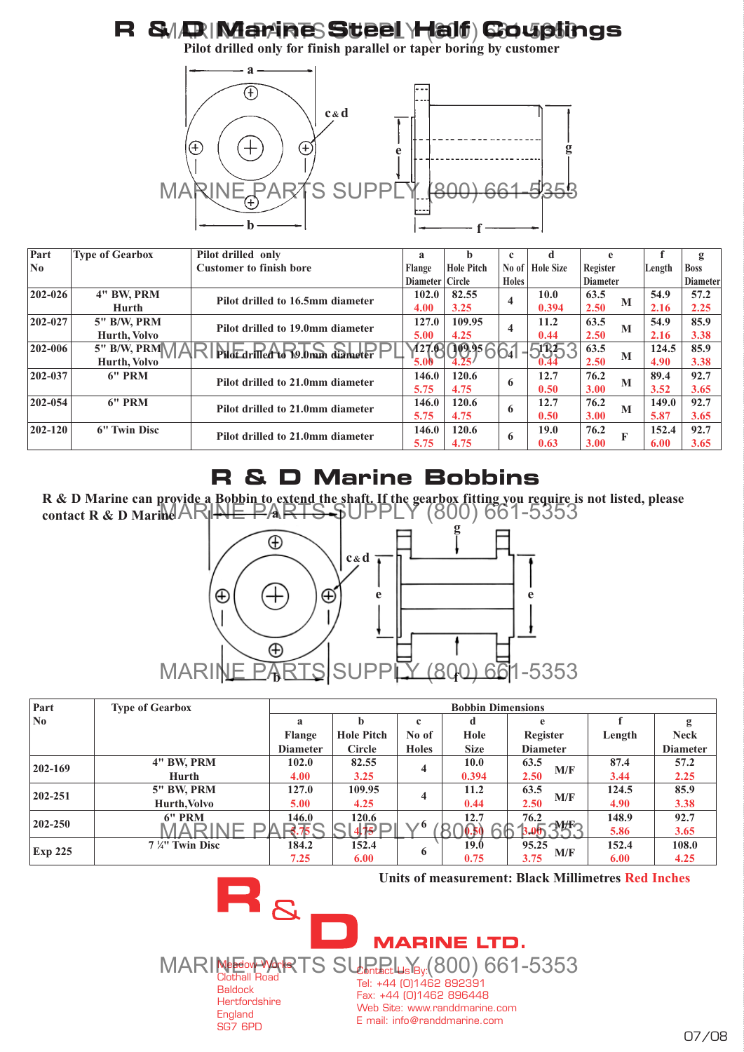# R & D Marine Steel Half Couplings

**Pilot drilled only for finish parallel or taper boring by customer**

a

c & d

e

g

b

f

| Part No | Type of Gearbox | Pilot drilled only Customer to finish bore | a Flange Diameter | b Hole Pitch Circle | c No of Holes | d Hole Size | e Register Diameter | | f Length | g Boss Diameter |
|---|---|---|---|---|---|---|---|---|---|---|
| 202-026 | 4" BW, PRM Hurth | Pilot drilled to 16.5mm diameter | 102.0 4.00 | 82.55 3.25 | 4 | 10.0 0.394 | 63.5 2.50 | M | 54.9 2.16 | 57.2 2.25 |
| 202-027 | 5" B/W, PRM Hurth, Volvo | Pilot drilled to 19.0mm diameter | 127.0 5.00 | 109.95 4.25 | 4 | 11.2 0.44 | 63.5 2.50 | M | 54.9 2.16 | 85.9 3.38 |
| 202-006 | 5" B/W, PRM Hurth, Volvo | Pilot drilled to 19.0mm diameter | 127.0 5.00 | 109.95 4.25 | 4 | 11.2 0.44 | 63.5 2.50 | M | 124.5 4.90 | 85.9 3.38 |
| 202-037 | 6" PRM | Pilot drilled to 21.0mm diameter | 146.0 5.75 | 120.6 4.75 | 6 | 12.7 0.50 | 76.2 3.00 | M | 89.4 3.52 | 92.7 3.65 |
| 202-054 | 6" PRM | Pilot drilled to 21.0mm diameter | 146.0 5.75 | 120.6 4.75 | 6 | 12.7 0.50 | 76.2 3.00 | M | 149.0 5.87 | 92.7 3.65 |
| 202-120 | 6" Twin Disc | Pilot drilled to 21.0mm diameter | 146.0 5.75 | 120.6 4.75 | 6 | 19.0 0.63 | 76.2 3.00 | F | 152.4 6.00 | 92.7 3.65 |

# R & D Marine Bobbins

**R & D Marine can provide a Bobbin to extend the shaft. If the gearbox fitting you require is not listed, please contact R & D Marine**

a

g

c & d

e

e

b

f

| Part No | Type of Gearbox | Bobbin Dimensions | | | | | | | |
|---|---|---|---|---|---|---|---|---|---|
| | | a Flange Diameter | b Hole Pitch Circle | c No of Holes | d Hole Size | e Register Diameter | | f Length | g Neck Diameter |
| 202-169 | 4" BW, PRM Hurth | 102.0 4.00 | 82.55 3.25 | 4 | 10.0 0.394 | 63.5 2.50 | M/F | 87.4 3.44 | 57.2 2.25 |
| 202-251 | 5" BW, PRM Hurth,Volvo | 127.0 5.00 | 109.95 4.25 | 4 | 11.2 0.44 | 63.5 2.50 | M/F | 124.5 4.90 | 85.9 3.38 |
| 202-250 | 6" PRM | 146.0 5.75 | 120.6 4.75 | 6 | 12.7 0.50 | 76.2 3.00 | M/F | 148.9 5.86 | 92.7 3.65 |
| Exp 225 | 7 ¼" Twin Disc | 184.2 7.25 | 152.4 6.00 | 6 | 19.0 0.75 | 95.25 3.75 | M/F | 152.4 6.00 | 108.0 4.25 |

**Units of measurement: Black Millimetres Red Inches**

R & D MARINE LTD.

Meadow Works
Clothall Road
Baldock
Hertfordshire
England
SG7 6PD

Contact Us By:
Tel: +44 (0)1462 892391
Fax: +44 (0)1462 896448
Web Site: www.randdmarine.com
E mail: info@randdmarine.com

07/08